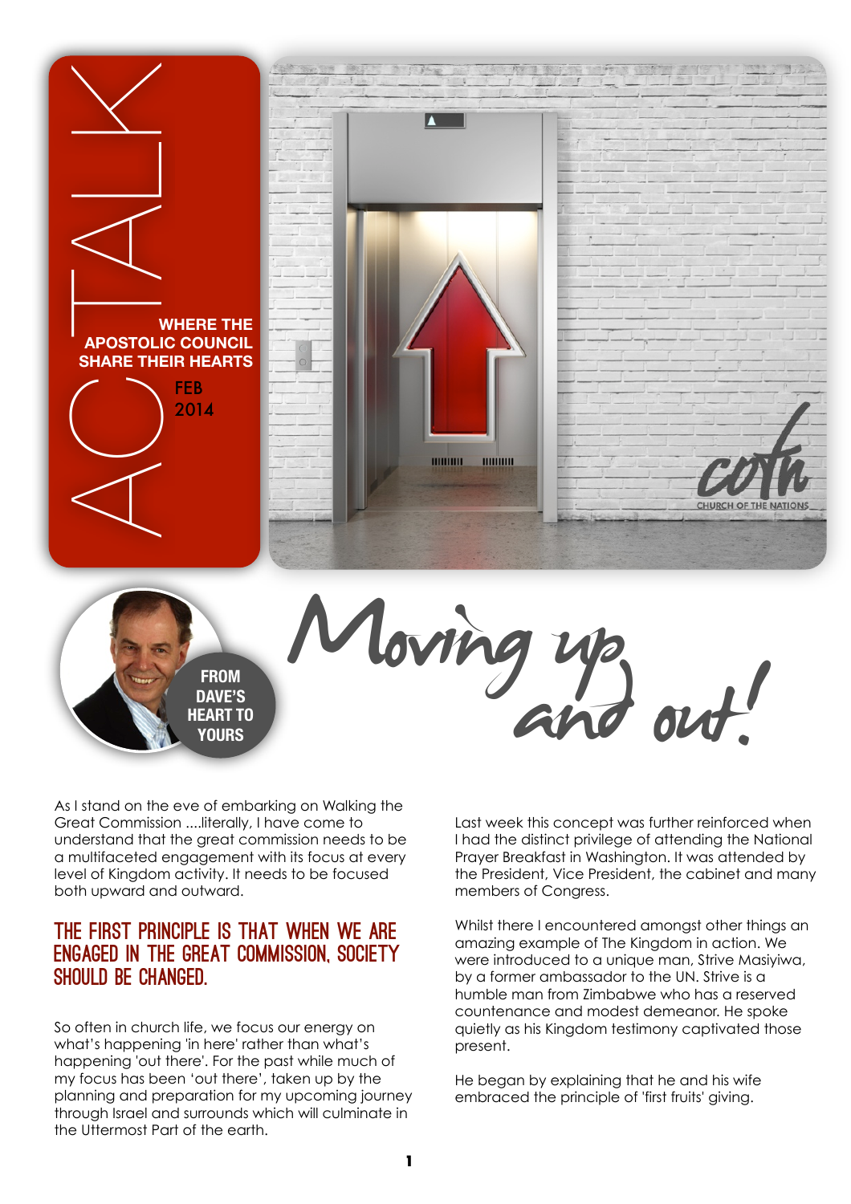# ACTALK

**WHERE THE APOSTOLIC COUNCIL SHARE THEIR HEARTS**

FEB 2014

cotn
CHURCH OF THE NATIONS

**FROM DAVE'S HEART TO YOURS**

## Moving up and out!

As I stand on the eve of embarking on Walking the Great Commission ....literally, I have come to understand that the great commission needs to be a multifaceted engagement with its focus at every level of Kingdom activity. It needs to be focused both upward and outward.

### THE FIRST PRINCIPLE IS THAT WHEN WE ARE ENGAGED IN THE GREAT COMMISSION, SOCIETY SHOULD BE CHANGED.

So often in church life, we focus our energy on what's happening 'in here' rather than what's happening 'out there'. For the past while much of my focus has been 'out there', taken up by the planning and preparation for my upcoming journey through Israel and surrounds which will culminate in the Uttermost Part of the earth.

Last week this concept was further reinforced when I had the distinct privilege of attending the National Prayer Breakfast in Washington. It was attended by the President, Vice President, the cabinet and many members of Congress.

Whilst there I encountered amongst other things an amazing example of The Kingdom in action. We were introduced to a unique man, Strive Masiyiwa, by a former ambassador to the UN. Strive is a humble man from Zimbabwe who has a reserved countenance and modest demeanor. He spoke quietly as his Kingdom testimony captivated those present.

He began by explaining that he and his wife embraced the principle of 'first fruits' giving.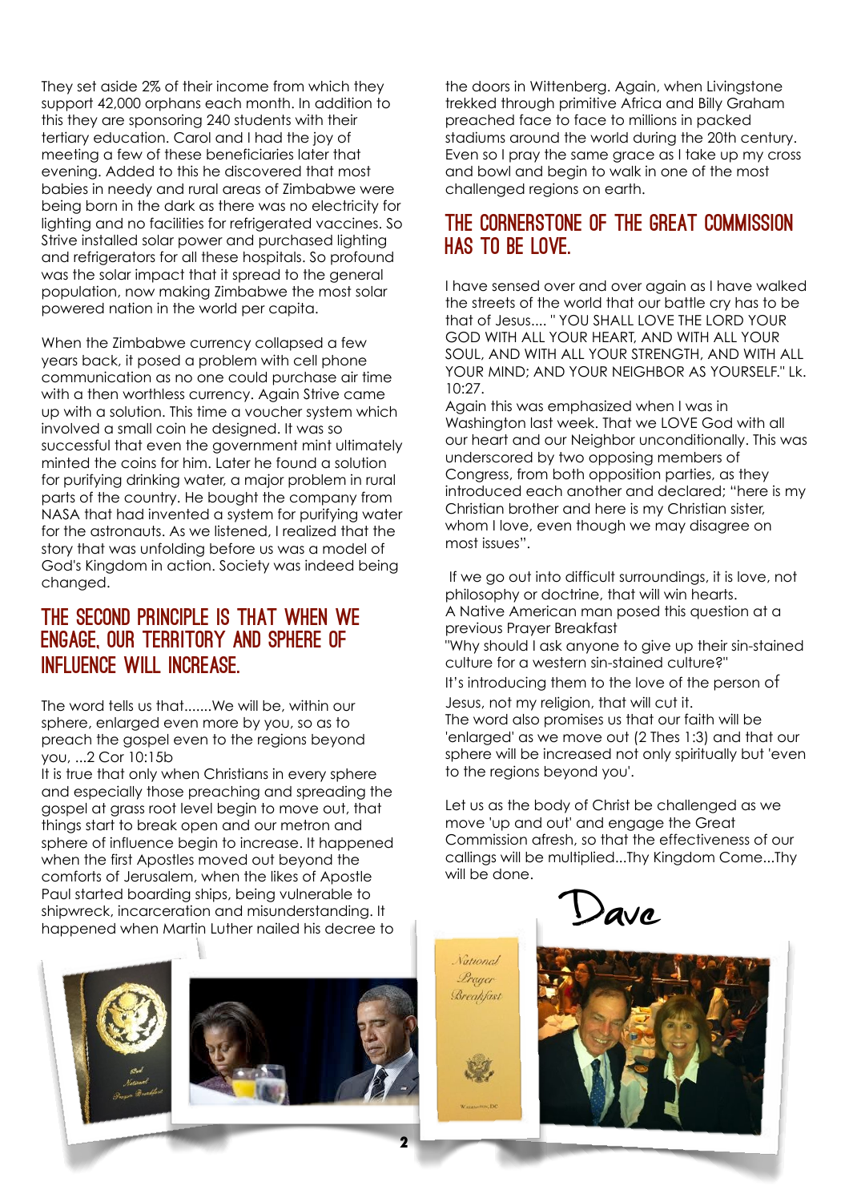They set aside 2% of their income from which they support 42,000 orphans each month. In addition to this they are sponsoring 240 students with their tertiary education. Carol and I had the joy of meeting a few of these beneficiaries later that evening. Added to this he discovered that most babies in needy and rural areas of Zimbabwe were being born in the dark as there was no electricity for lighting and no facilities for refrigerated vaccines. So Strive installed solar power and purchased lighting and refrigerators for all these hospitals. So profound was the solar impact that it spread to the general population, now making Zimbabwe the most solar powered nation in the world per capita.

When the Zimbabwe currency collapsed a few years back, it posed a problem with cell phone communication as no one could purchase air time with a then worthless currency. Again Strive came up with a solution. This time a voucher system which involved a small coin he designed. It was so successful that even the government mint ultimately minted the coins for him. Later he found a solution for purifying drinking water, a major problem in rural parts of the country. He bought the company from NASA that had invented a system for purifying water for the astronauts. As we listened, I realized that the story that was unfolding before us was a model of God's Kingdom in action. Society was indeed being changed.

## THE SECOND PRINCIPLE IS THAT WHEN WE ENGAGE, OUR TERRITORY AND SPHERE OF INFLUENCE WILL INCREASE.

The word tells us that.......We will be, within our sphere, enlarged even more by you, so as to preach the gospel even to the regions beyond you, ...2 Cor 10:15b

It is true that only when Christians in every sphere and especially those preaching and spreading the gospel at grass root level begin to move out, that things start to break open and our metron and sphere of influence begin to increase. It happened when the first Apostles moved out beyond the comforts of Jerusalem, when the likes of Apostle Paul started boarding ships, being vulnerable to shipwreck, incarceration and misunderstanding. It happened when Martin Luther nailed his decree to the doors in Wittenberg. Again, when Livingstone trekked through primitive Africa and Billy Graham preached face to face to millions in packed stadiums around the world during the 20th century. Even so I pray the same grace as I take up my cross and bowl and begin to walk in one of the most challenged regions on earth.

## THE CORNERSTONE OF THE GREAT COMMISSION HAS TO BE LOVE.

I have sensed over and over again as I have walked the streets of the world that our battle cry has to be that of Jesus.... " YOU SHALL LOVE THE LORD YOUR GOD WITH ALL YOUR HEART, AND WITH ALL YOUR SOUL, AND WITH ALL YOUR STRENGTH, AND WITH ALL YOUR MIND; AND YOUR NEIGHBOR AS YOURSELF." Lk. 10:27.

Again this was emphasized when I was in Washington last week. That we LOVE God with all our heart and our Neighbor unconditionally. This was underscored by two opposing members of Congress, from both opposition parties, as they introduced each another and declared; "here is my Christian brother and here is my Christian sister, whom I love, even though we may disagree on most issues".

If we go out into difficult surroundings, it is love, not philosophy or doctrine, that will win hearts.

A Native American man posed this question at a previous Prayer Breakfast

"Why should I ask anyone to give up their sin-stained culture for a western sin-stained culture?"

It's introducing them to the love of the person of Jesus, not my religion, that will cut it.

The word also promises us that our faith will be 'enlarged' as we move out (2 Thes 1:3) and that our sphere will be increased not only spiritually but 'even to the regions beyond you'.

Let us as the body of Christ be challenged as we move 'up and out' and engage the Great Commission afresh, so that the effectiveness of our callings will be multiplied...Thy Kingdom Come...Thy will be done.

Dave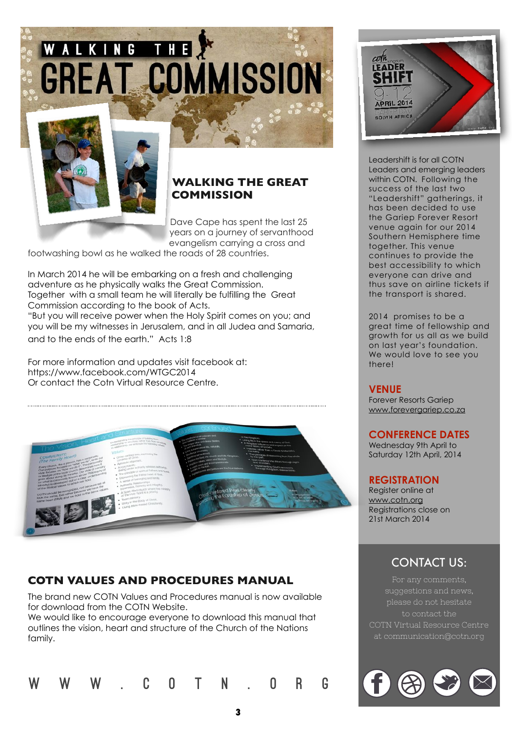## WALKING THE GREAT COMMISSION

Dave Cape has spent the last 25 years on a journey of servanthood evangelism carrying a cross and footwashing bowl as he walked the roads of 28 countries.

In March 2014 he will be embarking on a fresh and challenging adventure as he physically walks the Great Commission. Together with a small team he will literally be fulfilling the Great Commission according to the book of Acts.
"But you will receive power when the Holy Spirit comes on you; and you will be my witnesses in Jerusalem, and in all Judea and Samaria, and to the ends of the earth." Acts 1:8

For more information and updates visit facebook at:
https://www.facebook.com/WTGC2014
Or contact the Cotn Virtual Resource Centre.

## COTN VALUES AND PROCEDURES MANUAL

The brand new COTN Values and Procedures manual is now available for download from the COTN Website.
We would like to encourage everyone to download this manual that outlines the vision, heart and structure of the Church of the Nations family.

W W W . C O T N . O R G

Leadershift is for all COTN Leaders and emerging leaders within COTN. Following the success of the last two "Leadershift" gatherings, it has been decided to use the Gariep Forever Resort venue again for our 2014 Southern Hemisphere time together. This venue continues to provide the best accessibility to which everyone can drive and thus save on airline tickets if the transport is shared.

2014 promises to be a great time of fellowship and growth for us all as we build on last year's foundation. We would love to see you there!

### VENUE

Forever Resorts Gariep
www.forevergariep.co.za

### CONFERENCE DATES

Wednesday 9th April to Saturday 12th April, 2014

### REGISTRATION

Register online at www.cotn.org
Registrations close on 21st March 2014

## CONTACT US:

For any comments, suggestions and news, please do not hesitate to contact the COTN Virtual Resource Centre at communication@cotn.org